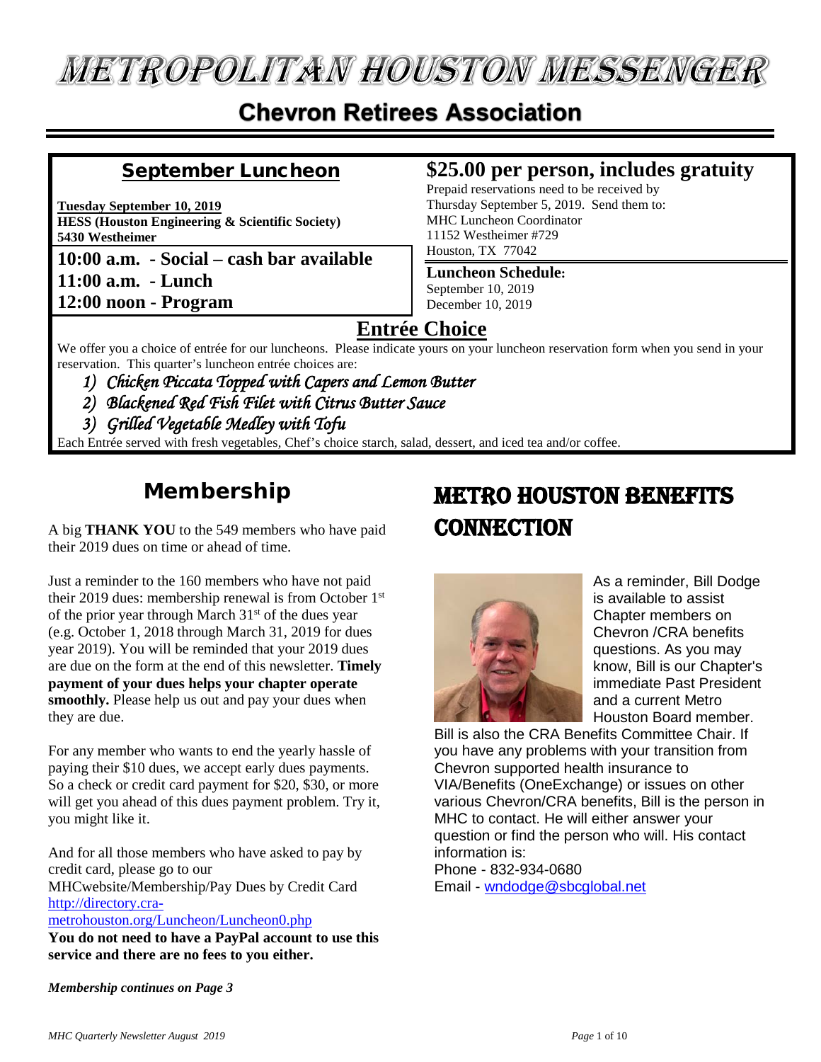# METROPOLITAN HOUSTON MESSENGER

## Chevron Retirees Association

### September Luncheon

**Tuesday September 10, 2019**
**HESS (Houston Engineering & Scientific Society)**
**5430 Westheimer**

**10:00 a.m. - Social – cash bar available**
**11:00 a.m. - Lunch**
**12:00 noon - Program**

### $25.00 per person, includes gratuity

Prepaid reservations need to be received by Thursday September 5, 2019. Send them to:
MHC Luncheon Coordinator
11152 Westheimer #729
Houston, TX 77042

**Luncheon Schedule:**
September 10, 2019
December 10, 2019

### Entrée Choice

We offer you a choice of entrée for our luncheons. Please indicate yours on your luncheon reservation form when you send in your reservation. This quarter's luncheon entrée choices are:

1) *Chicken Piccata Topped with Capers and Lemon Butter*
2) *Blackened Red Fish Filet with Citrus Butter Sauce*
3) *Grilled Vegetable Medley with Tofu*

Each Entrée served with fresh vegetables, Chef's choice starch, salad, dessert, and iced tea and/or coffee.

## Membership

A big **THANK YOU** to the 549 members who have paid their 2019 dues on time or ahead of time.

Just a reminder to the 160 members who have not paid their 2019 dues: membership renewal is from October 1st of the prior year through March 31st of the dues year (e.g. October 1, 2018 through March 31, 2019 for dues year 2019). You will be reminded that your 2019 dues are due on the form at the end of this newsletter. **Timely payment of your dues helps your chapter operate smoothly.** Please help us out and pay your dues when they are due.

For any member who wants to end the yearly hassle of paying their $10 dues, we accept early dues payments. So a check or credit card payment for $20, $30, or more will get you ahead of this dues payment problem. Try it, you might like it.

And for all those members who have asked to pay by credit card, please go to our MHCwebsite/Membership/Pay Dues by Credit Card http://directory.cra-metrohouston.org/Luncheon/Luncheon0.php
**You do not need to have a PayPal account to use this service and there are no fees to you either.**

***Membership continues on Page 3***

## METRO HOUSTON BENEFITS CONNECTION

As a reminder, Bill Dodge is available to assist Chapter members on Chevron /CRA benefits questions. As you may know, Bill is our Chapter's immediate Past President and a current Metro Houston Board member. Bill is also the CRA Benefits Committee Chair. If you have any problems with your transition from Chevron supported health insurance to VIA/Benefits (OneExchange) or issues on other various Chevron/CRA benefits, Bill is the person in MHC to contact. He will either answer your question or find the person who will. His contact information is:
Phone - 832-934-0680
Email - wndodge@sbcglobal.net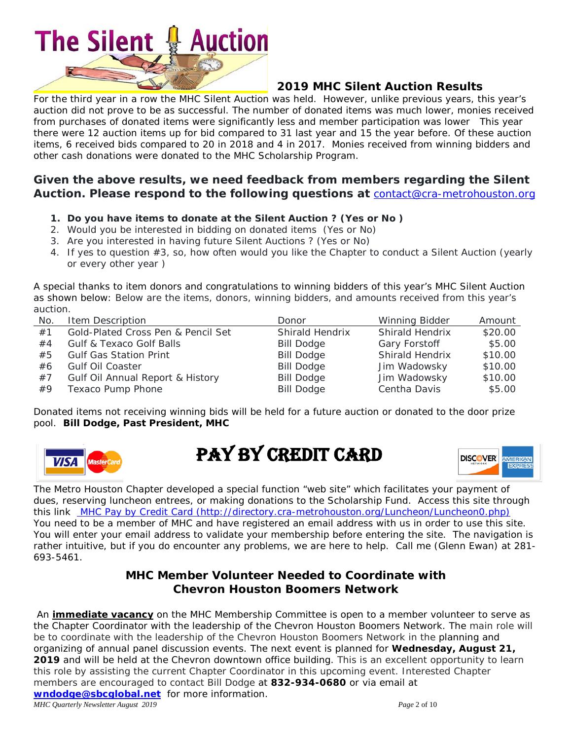# The Silent Auction

## 2019 MHC Silent Auction Results

For the third year in a row the MHC Silent Auction was held. However, unlike previous years, this year's auction did not prove to be as successful. The number of donated items was much lower, monies received from purchases of donated items were significantly less and member participation was lower This year there were 12 auction items up for bid compared to 31 last year and 15 the year before. Of these auction items, 6 received bids compared to 20 in 2018 and 4 in 2017. Monies received from winning bidders and other cash donations were donated to the MHC Scholarship Program.

**Given the above results, we need feedback from members regarding the Silent Auction. Please respond to the following questions at** contact@cra-metrohouston.org

1. **Do you have items to donate at the Silent Auction ? (Yes or No )**
2. Would you be interested in bidding on donated items (Yes or No)
3. Are you interested in having future Silent Auctions ? (Yes or No)
4. If yes to question #3, so, how often would you like the Chapter to conduct a Silent Auction (yearly or every other year )

A special thanks to item donors and congratulations to winning bidders of this year's MHC Silent Auction as shown below: Below are the items, donors, winning bidders, and amounts received from this year's auction.

| No. | Item Description | Donor | Winning Bidder | Amount |
|---|---|---|---|---|
| #1 | Gold-Plated Cross Pen & Pencil Set | Shirald Hendrix | Shirald Hendrix | $20.00 |
| #4 | Gulf & Texaco Golf Balls | Bill Dodge | Gary Forstoff | $5.00 |
| #5 | Gulf Gas Station Print | Bill Dodge | Shirald Hendrix | $10.00 |
| #6 | Gulf Oil Coaster | Bill Dodge | Jim Wadowsky | $10.00 |
| #7 | Gulf Oil Annual Report & History | Bill Dodge | Jim Wadowsky | $10.00 |
| #9 | Texaco Pump Phone | Bill Dodge | Centha Davis | $5.00 |

Donated items not receiving winning bids will be held for a future auction or donated to the door prize pool. **Bill Dodge, Past President, MHC**

## PAY BY CREDIT CARD

The Metro Houston Chapter developed a special function "web site" which facilitates your payment of dues, reserving luncheon entrees, or making donations to the Scholarship Fund. Access this site through this link MHC Pay by Credit Card (http://directory.cra-metrohouston.org/Luncheon/Luncheon0.php) You need to be a member of MHC and have registered an email address with us in order to use this site. You will enter your email address to validate your membership before entering the site. The navigation is rather intuitive, but if you do encounter any problems, we are here to help. Call me (Glenn Ewan) at 281-693-5461.

## MHC Member Volunteer Needed to Coordinate with Chevron Houston Boomers Network

An **immediate vacancy** on the MHC Membership Committee is open to a member volunteer to serve as the Chapter Coordinator with the leadership of the Chevron Houston Boomers Network. The main role will be to coordinate with the leadership of the Chevron Houston Boomers Network in the planning and organizing of annual panel discussion events. The next event is planned for **Wednesday, August 21, 2019** and will be held at the Chevron downtown office building. This is an excellent opportunity to learn this role by assisting the current Chapter Coordinator in this upcoming event. Interested Chapter members are encouraged to contact Bill Dodge at **832-934-0680** or via email at **wndodge@sbcglobal.net** for more information.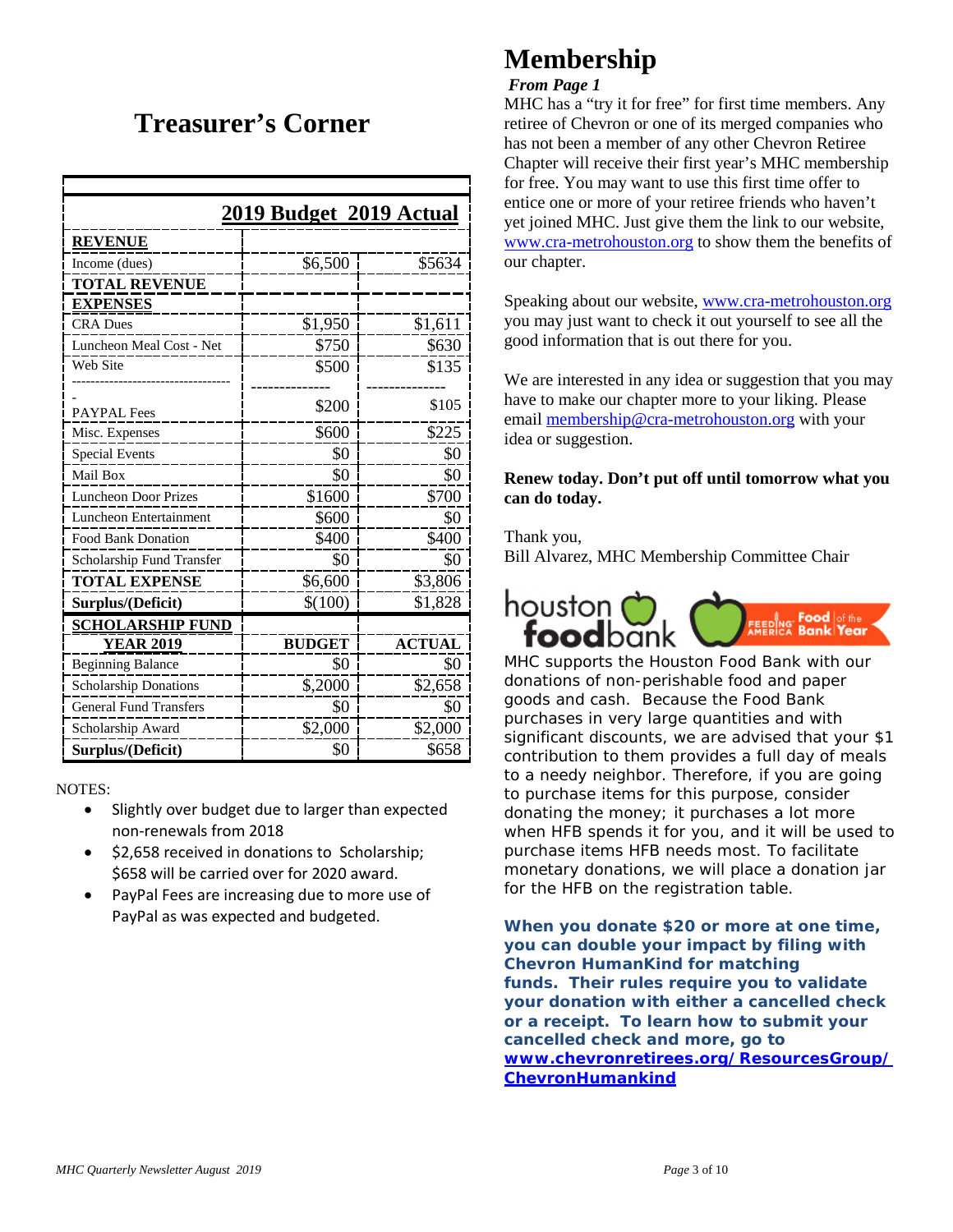# Treasurer's Corner

| | 2019 Budget | 2019 Actual |
|---|---|---|
| **REVENUE** | | |
| Income (dues) | $6,500 | $5634 |
| **TOTAL REVENUE** | | |
| **EXPENSES** | | |
| CRA Dues | $1,950 | $1,611 |
| Luncheon Meal Cost - Net | $750 | $630 |
| Web Site | $500 | $135 |
| PAYPAL Fees | $200 | $105 |
| Misc. Expenses | $600 | $225 |
| Special Events | $0 | $0 |
| Mail Box | $0 | $0 |
| Luncheon Door Prizes | $1600 | $700 |
| Luncheon Entertainment | $600 | $0 |
| Food Bank Donation | $400 | $400 |
| Scholarship Fund Transfer | $0 | $0 |
| **TOTAL EXPENSE** | $6,600 | $3,806 |
| **Surplus/(Deficit)** | $(100) | $1,828 |
| **SCHOLARSHIP FUND YEAR 2019** | **BUDGET** | **ACTUAL** |
| Beginning Balance | $0 | $0 |
| Scholarship Donations | $,2000 | $2,658 |
| General Fund Transfers | $0 | $0 |
| Scholarship Award | $2,000 | $2,000 |
| **Surplus/(Deficit)** | $0 | $658 |

NOTES:

- Slightly over budget due to larger than expected non-renewals from 2018
- $2,658 received in donations to Scholarship; $658 will be carried over for 2020 award.
- PayPal Fees are increasing due to more use of PayPal as was expected and budgeted.

# Membership

***From Page 1***

MHC has a "try it for free" for first time members. Any retiree of Chevron or one of its merged companies who has not been a member of any other Chevron Retiree Chapter will receive their first year's MHC membership for free. You may want to use this first time offer to entice one or more of your retiree friends who haven't yet joined MHC. Just give them the link to our website, www.cra-metrohouston.org to show them the benefits of our chapter.

Speaking about our website, www.cra-metrohouston.org you may just want to check it out yourself to see all the good information that is out there for you.

We are interested in any idea or suggestion that you may have to make our chapter more to your liking. Please email membership@cra-metrohouston.org with your idea or suggestion.

**Renew today. Don't put off until tomorrow what you can do today.**

Thank you,
Bill Alvarez, MHC Membership Committee Chair

houston foodbank — Feeding America Food Bank of the Year

MHC supports the Houston Food Bank with our donations of non-perishable food and paper goods and cash. Because the Food Bank purchases in very large quantities and with significant discounts, we are advised that your $1 contribution to them provides a full day of meals to a needy neighbor. Therefore, if you are going to purchase items for this purpose, consider donating the money; it purchases a lot more when HFB spends it for you, and it will be used to purchase items HFB needs most. To facilitate monetary donations, we will place a donation jar for the HFB on the registration table.

**When you donate $20 or more at one time, you can double your impact by filing with Chevron HumanKind for matching funds. Their rules require you to validate your donation with either a cancelled check or a receipt. To learn how to submit your cancelled check and more, go to www.chevronretirees.org/ResourcesGroup/ChevronHumankind**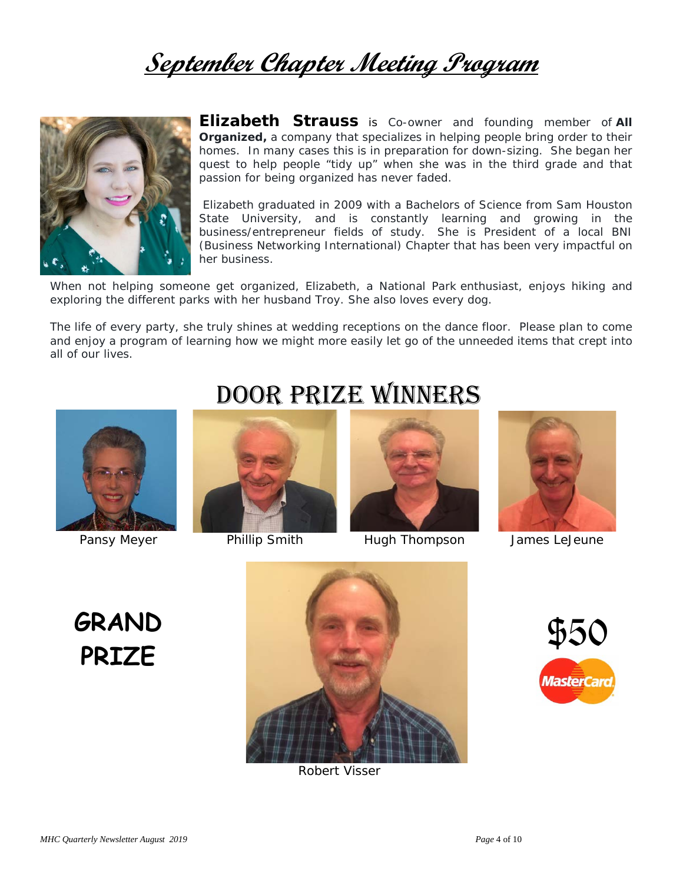# September Chapter Meeting Program

**Elizabeth Strauss** is Co-owner and founding member of **All Organized,** a company that specializes in helping people bring order to their homes. In many cases this is in preparation for down-sizing. She began her quest to help people "tidy up" when she was in the third grade and that passion for being organized has never faded.

Elizabeth graduated in 2009 with a Bachelors of Science from Sam Houston State University, and is constantly learning and growing in the business/entrepreneur fields of study. She is President of a local BNI (Business Networking International) Chapter that has been very impactful on her business.

When not helping someone get organized, Elizabeth, a National Park enthusiast, enjoys hiking and exploring the different parks with her husband Troy. She also loves every dog.

The life of every party, she truly shines at wedding receptions on the dance floor. Please plan to come and enjoy a program of learning how we might more easily let go of the unneeded items that crept into all of our lives.

# Door Prize Winners

Pansy Meyer

Phillip Smith

Hugh Thompson

James LeJeune

**GRAND PRIZE**

Robert Visser

$50 MasterCard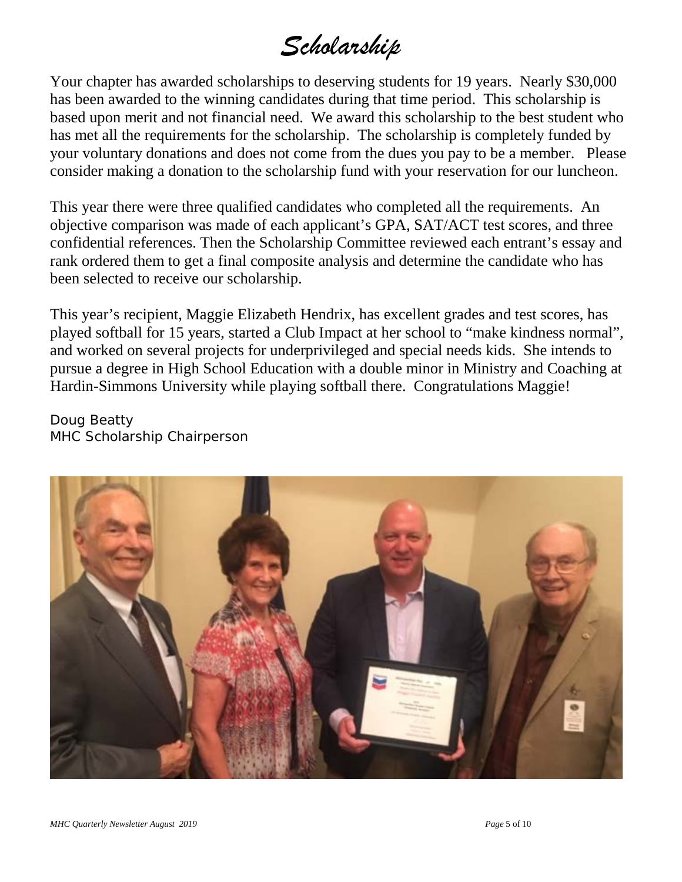# *Scholarship*

Your chapter has awarded scholarships to deserving students for 19 years. Nearly $30,000 has been awarded to the winning candidates during that time period. This scholarship is based upon merit and not financial need. We award this scholarship to the best student who has met all the requirements for the scholarship. The scholarship is completely funded by your voluntary donations and does not come from the dues you pay to be a member. Please consider making a donation to the scholarship fund with your reservation for our luncheon.

This year there were three qualified candidates who completed all the requirements. An objective comparison was made of each applicant's GPA, SAT/ACT test scores, and three confidential references. Then the Scholarship Committee reviewed each entrant's essay and rank ordered them to get a final composite analysis and determine the candidate who has been selected to receive our scholarship.

This year's recipient, Maggie Elizabeth Hendrix, has excellent grades and test scores, has played softball for 15 years, started a Club Impact at her school to "make kindness normal", and worked on several projects for underprivileged and special needs kids. She intends to pursue a degree in High School Education with a double minor in Ministry and Coaching at Hardin-Simmons University while playing softball there. Congratulations Maggie!

Doug Beatty
MHC Scholarship Chairperson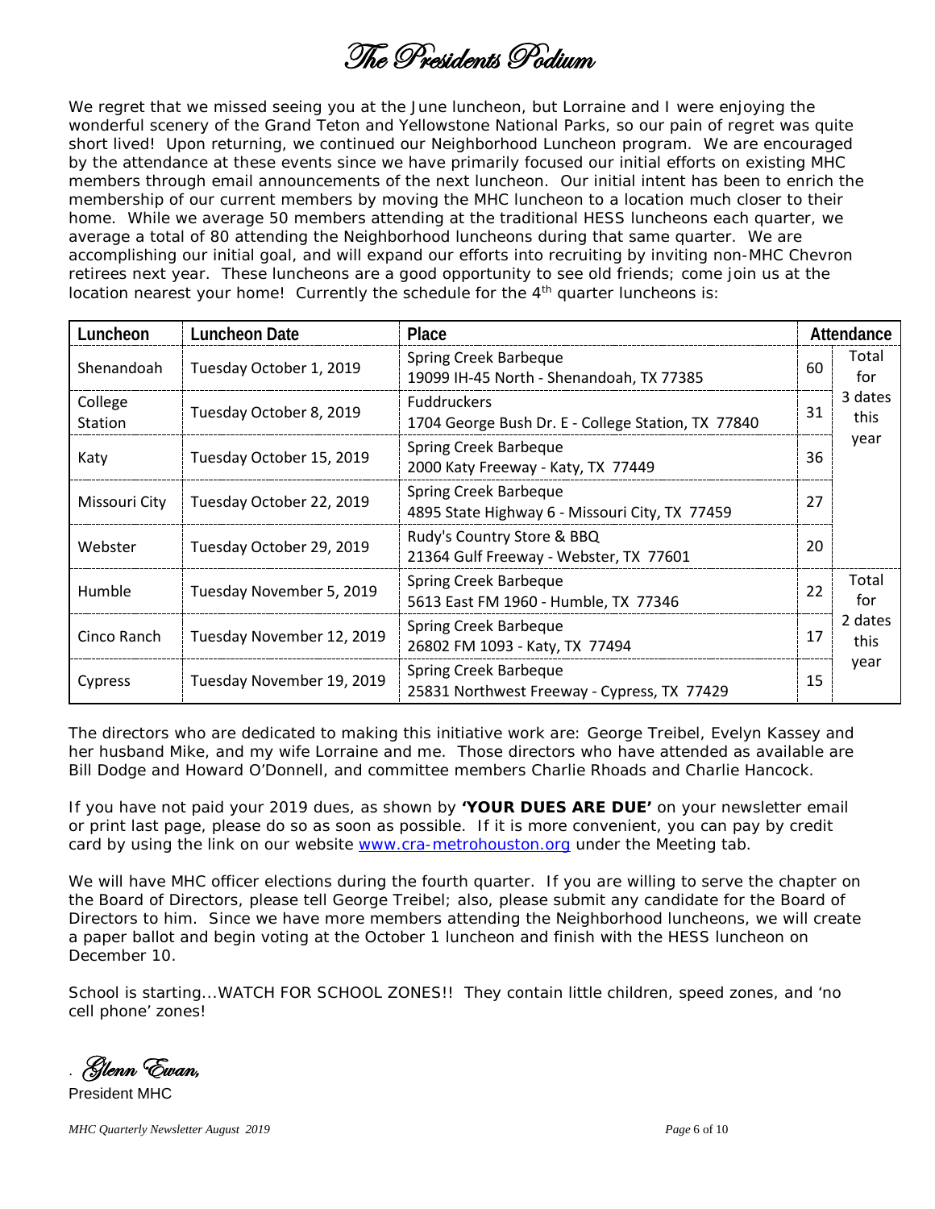# The Presidents Podium

We regret that we missed seeing you at the June luncheon, but Lorraine and I were enjoying the wonderful scenery of the Grand Teton and Yellowstone National Parks, so our pain of regret was quite short lived! Upon returning, we continued our Neighborhood Luncheon program. We are encouraged by the attendance at these events since we have primarily focused our initial efforts on existing MHC members through email announcements of the next luncheon. Our initial intent has been to enrich the membership of our current members by moving the MHC luncheon to a location much closer to their home. While we average 50 members attending at the traditional HESS luncheons each quarter, we average a total of 80 attending the Neighborhood luncheons during that same quarter. We are accomplishing our initial goal, and will expand our efforts into recruiting by inviting non-MHC Chevron retirees next year. These luncheons are a good opportunity to see old friends; come join us at the location nearest your home! Currently the schedule for the 4th quarter luncheons is:

| Luncheon | Luncheon Date | Place | Attendance | |
|---|---|---|---|---|
| Shenandoah | Tuesday October 1, 2019 | Spring Creek Barbeque<br>19099 IH-45 North - Shenandoah, TX 77385 | 60 | Total for 3 dates this year |
| College Station | Tuesday October 8, 2019 | Fuddruckers<br>1704 George Bush Dr. E - College Station, TX 77840 | 31 | |
| Katy | Tuesday October 15, 2019 | Spring Creek Barbeque<br>2000 Katy Freeway - Katy, TX 77449 | 36 | |
| Missouri City | Tuesday October 22, 2019 | Spring Creek Barbeque<br>4895 State Highway 6 - Missouri City, TX 77459 | 27 | |
| Webster | Tuesday October 29, 2019 | Rudy's Country Store & BBQ<br>21364 Gulf Freeway - Webster, TX 77601 | 20 | |
| Humble | Tuesday November 5, 2019 | Spring Creek Barbeque<br>5613 East FM 1960 - Humble, TX 77346 | 22 | Total for 2 dates this year |
| Cinco Ranch | Tuesday November 12, 2019 | Spring Creek Barbeque<br>26802 FM 1093 - Katy, TX 77494 | 17 | |
| Cypress | Tuesday November 19, 2019 | Spring Creek Barbeque<br>25831 Northwest Freeway - Cypress, TX 77429 | 15 | |

The directors who are dedicated to making this initiative work are: George Treibel, Evelyn Kassey and her husband Mike, and my wife Lorraine and me. Those directors who have attended as available are Bill Dodge and Howard O'Donnell, and committee members Charlie Rhoads and Charlie Hancock.

If you have not paid your 2019 dues, as shown by **'YOUR DUES ARE DUE'** on your newsletter email or print last page, please do so as soon as possible. If it is more convenient, you can pay by credit card by using the link on our website www.cra-metrohouston.org under the Meeting tab.

We will have MHC officer elections during the fourth quarter. If you are willing to serve the chapter on the Board of Directors, please tell George Treibel; also, please submit any candidate for the Board of Directors to him. Since we have more members attending the Neighborhood luncheons, we will create a paper ballot and begin voting at the October 1 luncheon and finish with the HESS luncheon on December 10.

School is starting...WATCH FOR SCHOOL ZONES!! They contain little children, speed zones, and 'no cell phone' zones!

*Glenn Ewan,*
President MHC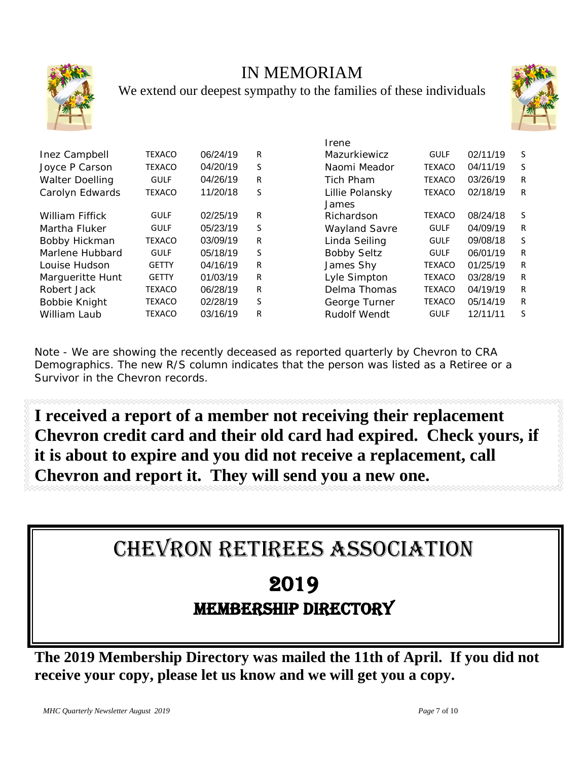# IN MEMORIAM

We extend our deepest sympathy to the families of these individuals

| Name | Company | Date | R/S |
|---|---|---|---|
| Inez Campbell | TEXACO | 06/24/19 | R |
| Joyce P Carson | TEXACO | 04/20/19 | S |
| Walter Doelling | GULF | 04/26/19 | R |
| Carolyn Edwards | TEXACO | 11/20/18 | S |
| William Fiffick | GULF | 02/25/19 | R |
| Martha Fluker | GULF | 05/23/19 | S |
| Bobby Hickman | TEXACO | 03/09/19 | R |
| Marlene Hubbard | GULF | 05/18/19 | S |
| Louise Hudson | GETTY | 04/16/19 | R |
| Margueritte Hunt | GETTY | 01/03/19 | R |
| Robert Jack | TEXACO | 06/28/19 | R |
| Bobbie Knight | TEXACO | 02/28/19 | S |
| William Laub | TEXACO | 03/16/19 | R |
| Irene Mazurkiewicz | GULF | 02/11/19 | S |
| Naomi Meador | TEXACO | 04/11/19 | S |
| Tich Pham | TEXACO | 03/26/19 | R |
| Lillie Polansky | TEXACO | 02/18/19 | R |
| James Richardson | TEXACO | 08/24/18 | S |
| Wayland Savre | GULF | 04/09/19 | R |
| Linda Seiling | GULF | 09/08/18 | S |
| Bobby Seltz | GULF | 06/01/19 | R |
| James Shy | TEXACO | 01/25/19 | R |
| Lyle Simpton | TEXACO | 03/28/19 | R |
| Delma Thomas | TEXACO | 04/19/19 | R |
| George Turner | TEXACO | 05/14/19 | R |
| Rudolf Wendt | GULF | 12/11/11 | S |

Note - We are showing the recently deceased as reported quarterly by Chevron to CRA Demographics. The new R/S column indicates that the person was listed as a Retiree or a Survivor in the Chevron records.

**I received a report of a member not receiving their replacement Chevron credit card and their old card had expired. Check yours, if it is about to expire and you did not receive a replacement, call Chevron and report it. They will send you a new one.**

# CHEVRON RETIREES ASSOCIATION

## 2019
## MEMBERSHIP DIRECTORY

**The 2019 Membership Directory was mailed the 11th of April. If you did not receive your copy, please let us know and we will get you a copy.**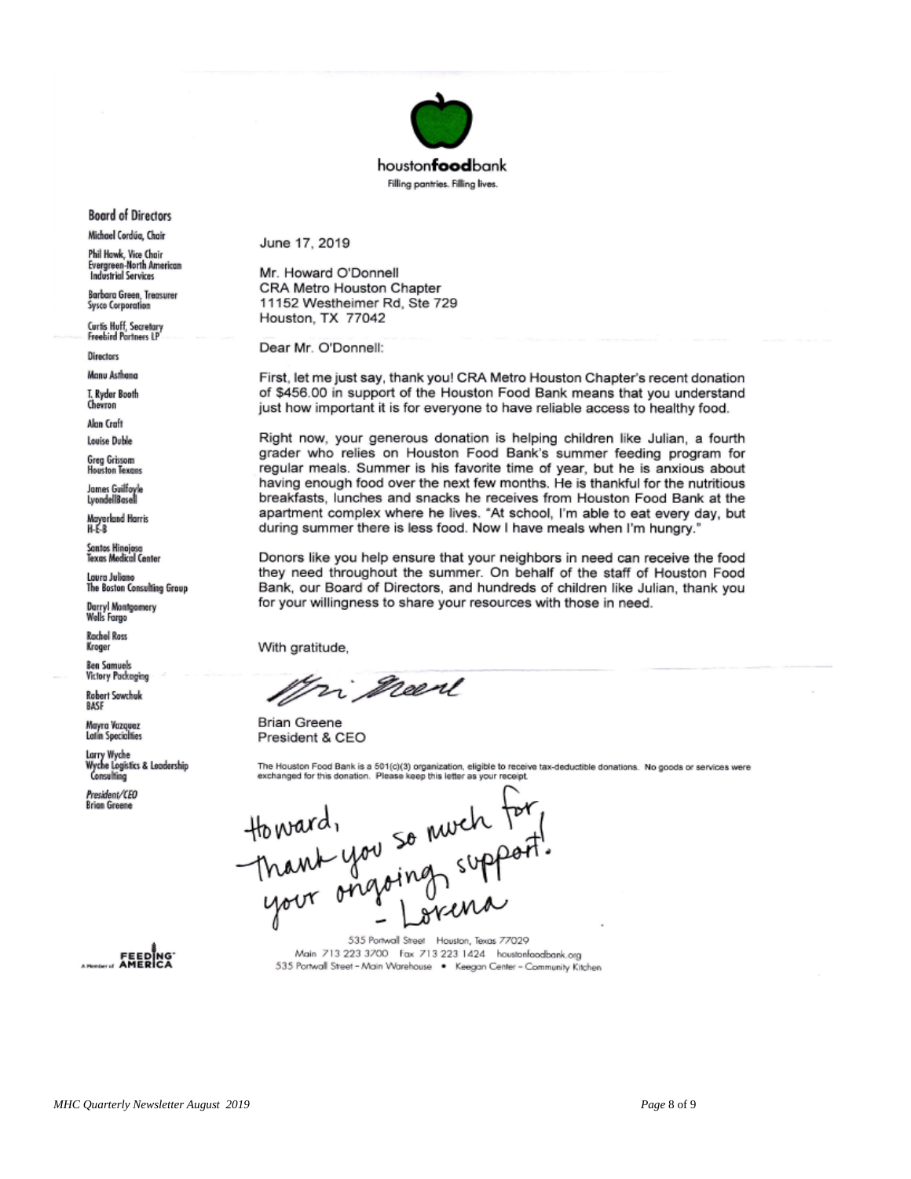houston**food**bank

Filling pantries. Filling lives.

**Board of Directors**

Michael Cordúa, Chair

Phil Hawk, Vice Chair
Evergreen-North American Industrial Services

Barbara Green, Treasurer
Sysco Corporation

Curtis Huff, Secretary
Freebird Partners LP

Directors

Manu Asthana

T. Ryder Booth
Chevron

Alan Craft

Louise Duble

Greg Grissom
Houston Texans

James Guilfoyle
LyondellBasell

Mayerland Harris
H-E-B

Santos Hinojosa
Texas Medical Center

Laura Juliano
The Boston Consulting Group

Darryl Montgomery
Wells Fargo

Rachel Ross
Kroger

Ben Samuels
Victory Packaging

Robert Sawchuk
BASF

Mayra Vazquez
Latin Specialties

Larry Wyche
Wyche Logistics & Leadership Consulting

*President/CEO*
Brian Greene

June 17, 2019

Mr. Howard O'Donnell
CRA Metro Houston Chapter
11152 Westheimer Rd, Ste 729
Houston, TX 77042

Dear Mr. O'Donnell:

First, let me just say, thank you! CRA Metro Houston Chapter's recent donation of $456.00 in support of the Houston Food Bank means that you understand just how important it is for everyone to have reliable access to healthy food.

Right now, your generous donation is helping children like Julian, a fourth grader who relies on Houston Food Bank's summer feeding program for regular meals. Summer is his favorite time of year, but he is anxious about having enough food over the next few months. He is thankful for the nutritious breakfasts, lunches and snacks he receives from Houston Food Bank at the apartment complex where he lives. "At school, I'm able to eat every day, but during summer there is less food. Now I have meals when I'm hungry."

Donors like you help ensure that your neighbors in need can receive the food they need throughout the summer. On behalf of the staff of Houston Food Bank, our Board of Directors, and hundreds of children like Julian, thank you for your willingness to share your resources with those in need.

With gratitude,

Brian Greene
President & CEO

The Houston Food Bank is a 501(c)(3) organization, eligible to receive tax-deductible donations. No goods or services were exchanged for this donation. Please keep this letter as your receipt.

Howard,
Thank you so much for your ongoing support!
- Lorena

535 Portwall Street Houston, Texas 77029
Main 713 223 3700 Fax 713 223 1424 houstonfoodbank.org
535 Portwall Street – Main Warehouse • Keegan Center – Community Kitchen

A Member of FEEDING AMERICA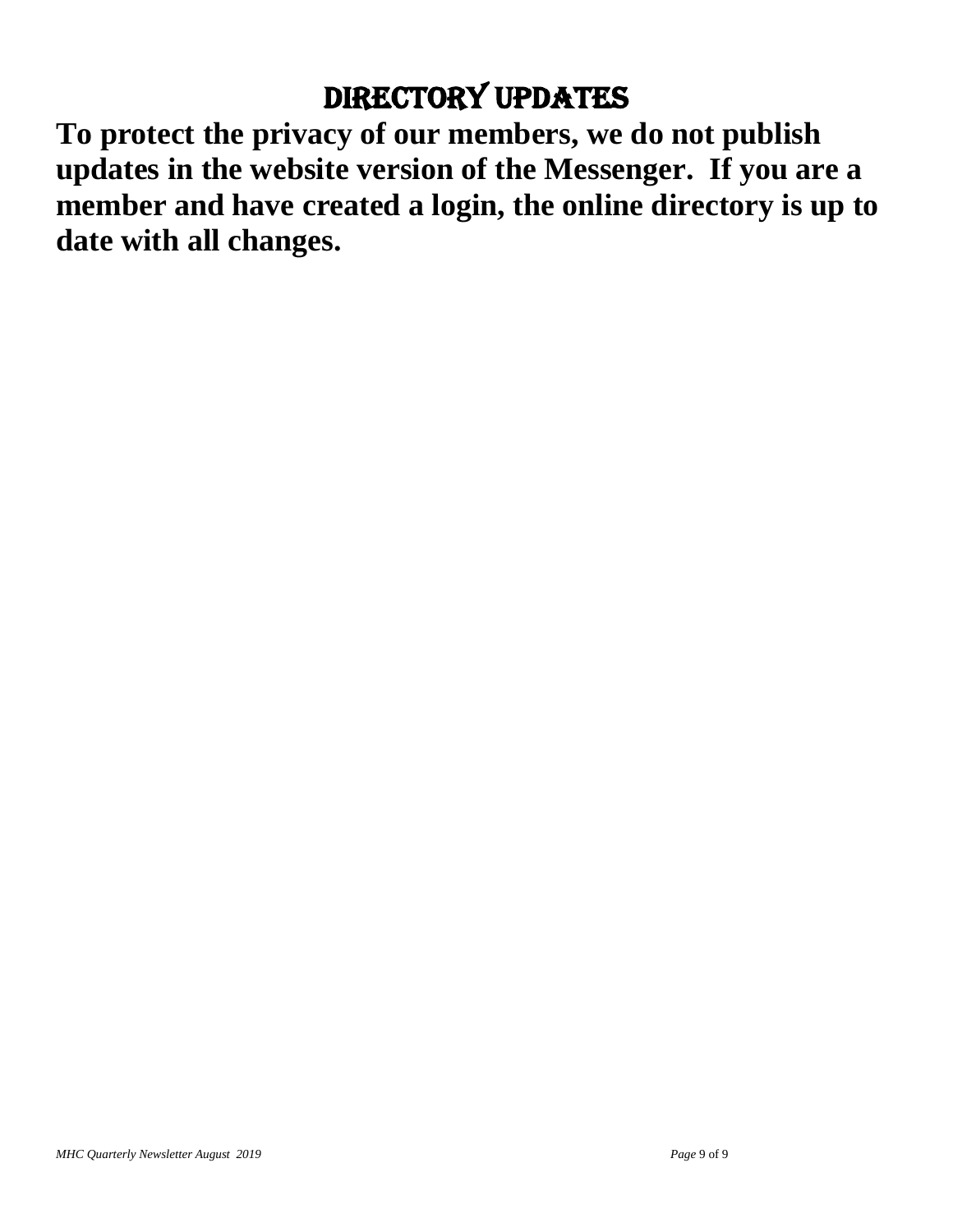# DIRECTORY UPDATES

**To protect the privacy of our members, we do not publish updates in the website version of the Messenger. If you are a member and have created a login, the online directory is up to date with all changes.**